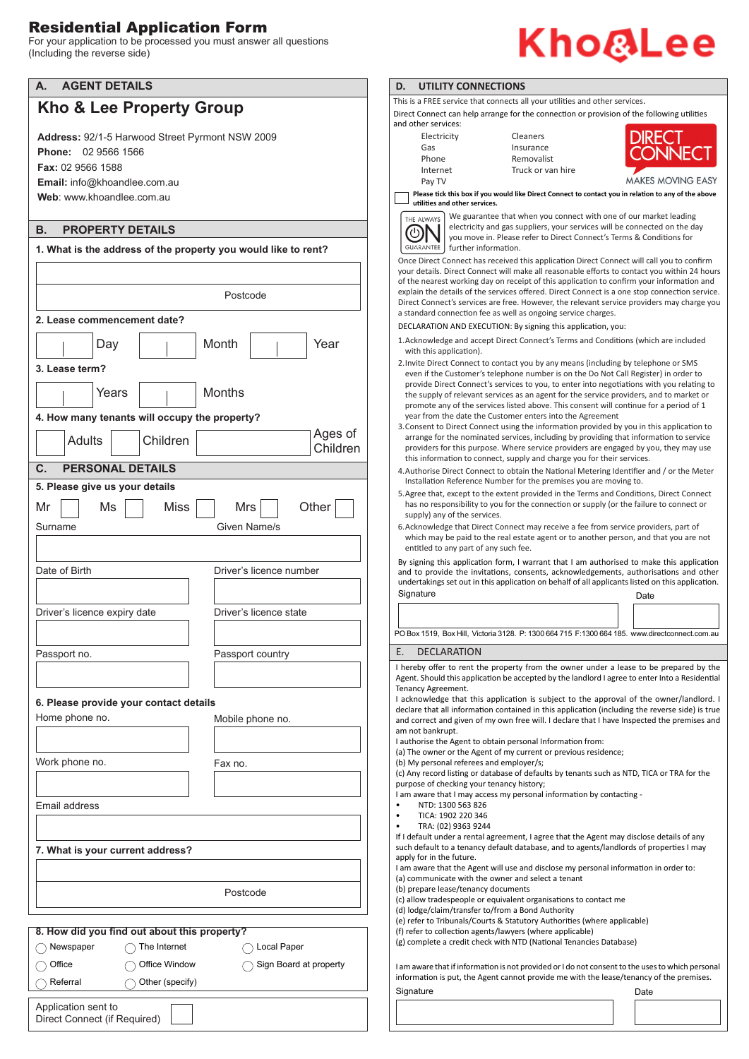# Residential Application Form

For your application to be processed you must answer all questions
(Including the reverse side)

Kho&Lee

## A. AGENT DETAILS

**Kho & Lee Property Group**

**Address:** 92/1-5 Harwood Street Pyrmont NSW 2009
**Phone:** 02 9566 1566
**Fax:** 02 9566 1588
**Email:** info@khoandlee.com.au
**Web**: www.khoandlee.com.au

## B. PROPERTY DETAILS

**1. What is the address of the property you would like to rent?**

Postcode

**2. Lease commencement date?**

Day | Month | Year

**3. Lease term?**

Years | Months

**4. How many tenants will occupy the property?**

Adults | Children | Ages of Children

## C. PERSONAL DETAILS

**5. Please give us your details**

Mr ☐ Ms ☐ Miss ☐ Mrs ☐ Other ☐

Surname | Given Name/s

Date of Birth | Driver's licence number

Driver's licence expiry date | Driver's licence state

Passport no. | Passport country

**6. Please provide your contact details**

Home phone no. | Mobile phone no.

Work phone no. | Fax no.

Email address

**7. What is your current address?**

Postcode

**8. How did you find out about this property?**

◯ Newspaper ◯ The Internet ◯ Local Paper
◯ Office ◯ Office Window ◯ Sign Board at property
◯ Referral ◯ Other (specify)

Application sent to Direct Connect (if Required) ☐

## D. UTILITY CONNECTIONS

This is a FREE service that connects all your utilities and other services.

Direct Connect can help arrange for the connection or provision of the following utilities and other services:

| | |
|---|---|
| Electricity | Cleaners |
| Gas | Insurance |
| Phone | Removalist |
| Internet | Truck or van hire |
| Pay TV | |

DIRECT CONNECT
MAKES MOVING EASY

☐ **Please tick this box if you would like Direct Connect to contact you in relation to any of the above utilities and other services.**

THE ALWAYS ON GUARANTEE

We guarantee that when you connect with one of our market leading electricity and gas suppliers, your services will be connected on the day you move in. Please refer to Direct Connect's Terms & Conditions for further information.

Once Direct Connect has received this application Direct Connect will call you to confirm your details. Direct Connect will make all reasonable efforts to contact you within 24 hours of the nearest working day on receipt of this application to confirm your information and explain the details of the services offered. Direct Connect is a one stop connection service. Direct Connect's services are free. However, the relevant service providers may charge you a standard connection fee as well as ongoing service charges.

DECLARATION AND EXECUTION: By signing this application, you:

1. Acknowledge and accept Direct Connect's Terms and Conditions (which are included with this application).
2. Invite Direct Connect to contact you by any means (including by telephone or SMS even if the Customer's telephone number is on the Do Not Call Register) in order to provide Direct Connect's services to you, to enter into negotiations with you relating to the supply of relevant services as an agent for the service providers, and to market or promote any of the services listed above. This consent will continue for a period of 1 year from the date the Customer enters into the Agreement
3. Consent to Direct Connect using the information provided by you in this application to arrange for the nominated services, including by providing that information to service providers for this purpose. Where service providers are engaged by you, they may use this information to connect, supply and charge you for these services.
4. Authorise Direct Connect to obtain the National Metering Identifier and / or the Meter Installation Reference Number for the premises you are moving to.
5. Agree that, except to the extent provided in the Terms and Conditions, Direct Connect has no responsibility to you for the connection or supply (or the failure to connect or supply) any of the services.
6. Acknowledge that Direct Connect may receive a fee from service providers, part of which may be paid to the real estate agent or to another person, and that you are not entitled to any part of any such fee.

By signing this application form, I warrant that I am authorised to make this application and to provide the invitations, consents, acknowledgements, authorisations and other undertakings set out in this application on behalf of all applicants listed on this application.

Signature | Date

PO Box 1519, Box Hill, Victoria 3128. P: 1300 664 715 F:1300 664 185. www.directconnect.com.au

## E. DECLARATION

I hereby offer to rent the property from the owner under a lease to be prepared by the Agent. Should this application be accepted by the landlord I agree to enter Into a Residential Tenancy Agreement.

I acknowledge that this application is subject to the approval of the owner/landlord. I declare that all information contained in this application (including the reverse side) is true and correct and given of my own free will. I declare that I have Inspected the premises and am not bankrupt.

I authorise the Agent to obtain personal Information from:
(a) The owner or the Agent of my current or previous residence;
(b) My personal referees and employer/s;
(c) Any record listing or database of defaults by tenants such as NTD, TICA or TRA for the purpose of checking your tenancy history;

I am aware that I may access my personal information by contacting -

- NTD: 1300 563 826
- TICA: 1902 220 346
- TRA: (02) 9363 9244

If I default under a rental agreement, I agree that the Agent may disclose details of any such default to a tenancy default database, and to agents/landlords of properties I may apply for in the future.

I am aware that the Agent will use and disclose my personal information in order to:
(a) communicate with the owner and select a tenant
(b) prepare lease/tenancy documents
(c) allow tradespeople or equivalent organisations to contact me
(d) lodge/claim/transfer to/from a Bond Authority
(e) refer to Tribunals/Courts & Statutory Authorities (where applicable)
(f) refer to collection agents/lawyers (where applicable)
(g) complete a credit check with NTD (National Tenancies Database)

I am aware that if information is not provided or I do not consent to the uses to which personal information is put, the Agent cannot provide me with the lease/tenancy of the premises.

Signature | Date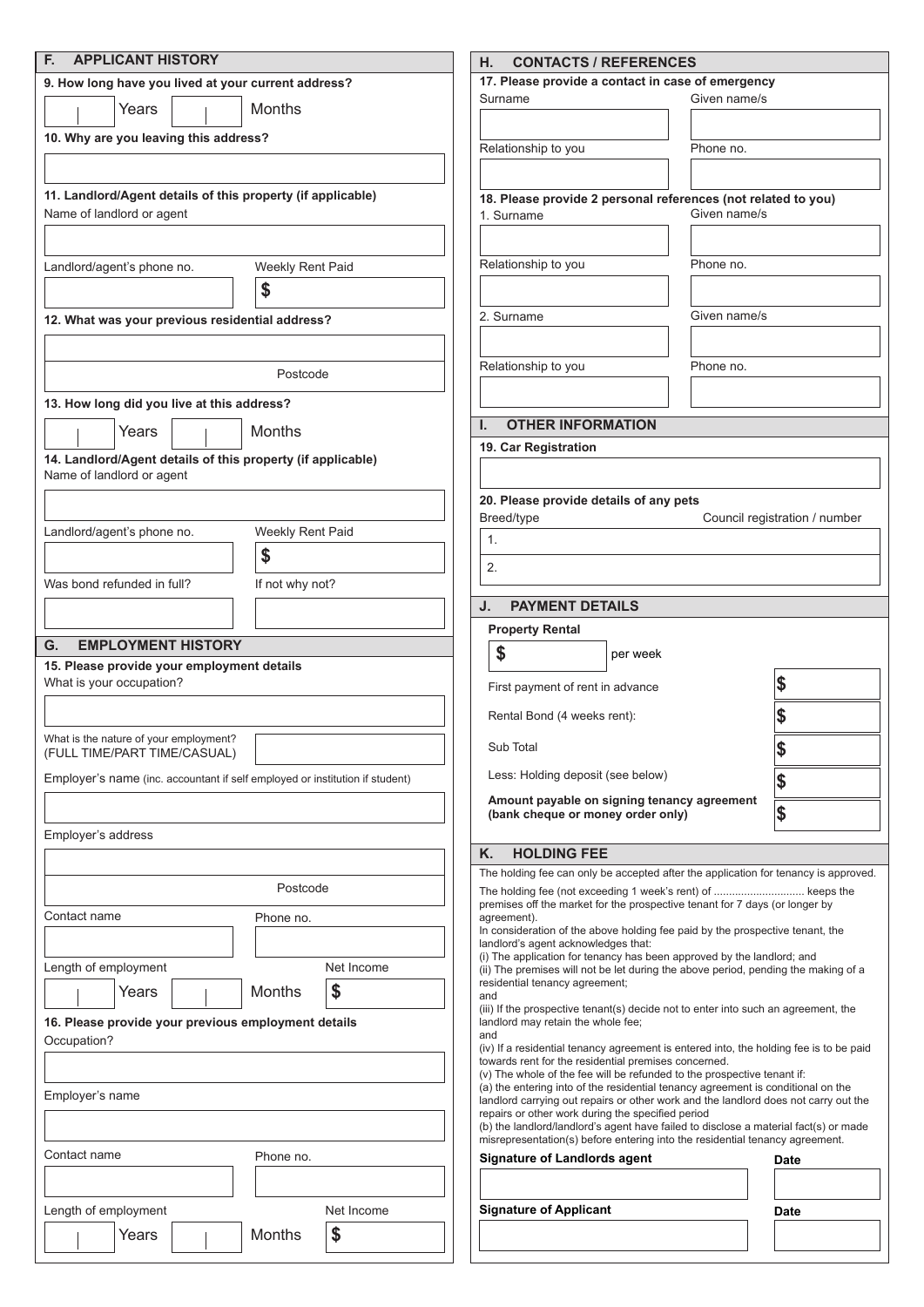## F. APPLICANT HISTORY

**9. How long have you lived at your current address?**

Years | Months

**10. Why are you leaving this address?**

**11. Landlord/Agent details of this property (if applicable)**

Name of landlord or agent

Landlord/agent's phone no. | Weekly Rent Paid $

**12. What was your previous residential address?**

Postcode

**13. How long did you live at this address?**

Years | Months

**14. Landlord/Agent details of this property (if applicable)**

Name of landlord or agent

Landlord/agent's phone no. | Weekly Rent Paid $

Was bond refunded in full? | If not why not?

## G. EMPLOYMENT HISTORY

**15. Please provide your employment details**

What is your occupation?

What is the nature of your employment? (FULL TIME/PART TIME/CASUAL)

Employer's name (inc. accountant if self employed or institution if student)

Employer's address

Postcode

Contact name | Phone no.

Length of employment: Years | Months | Net Income $

**16. Please provide your previous employment details**

Occupation?

Employer's name

Contact name | Phone no.

Length of employment: Years | Months | Net Income $

## H. CONTACTS / REFERENCES

**17. Please provide a contact in case of emergency**

Surname | Given name/s

Relationship to you | Phone no.

**18. Please provide 2 personal references (not related to you)**

1. Surname | Given name/s

Relationship to you | Phone no.

2. Surname | Given name/s

Relationship to you | Phone no.

## I. OTHER INFORMATION

**19. Car Registration**

**20. Please provide details of any pets**

| Breed/type | Council registration / number |
|---|---|
| 1. | |
| 2. | |

## J. PAYMENT DETAILS

**Property Rental**

$ per week

| | |
|---|---|
| First payment of rent in advance | $ |
| Rental Bond (4 weeks rent): | $ |
| Sub Total | $ |
| Less: Holding deposit (see below) | $ |
| **Amount payable on signing tenancy agreement (bank cheque or money order only)** | $ |

## K. HOLDING FEE

The holding fee can only be accepted after the application for tenancy is approved.

The holding fee (not exceeding 1 week's rent) of .............................. keeps the premises off the market for the prospective tenant for 7 days (or longer by agreement).

In consideration of the above holding fee paid by the prospective tenant, the landlord's agent acknowledges that:

(i) The application for tenancy has been approved by the landlord; and

(ii) The premises will not be let during the above period, pending the making of a residential tenancy agreement;

and

(iii) If the prospective tenant(s) decide not to enter into such an agreement, the landlord may retain the whole fee;

and

(iv) If a residential tenancy agreement is entered into, the holding fee is to be paid towards rent for the residential premises concerned.

(v) The whole of the fee will be refunded to the prospective tenant if:

(a) the entering into of the residential tenancy agreement is conditional on the landlord carrying out repairs or other work and the landlord does not carry out the repairs or other work during the specified period

(b) the landlord/landlord's agent have failed to disclose a material fact(s) or made misrepresentation(s) before entering into the residential tenancy agreement.

**Signature of Landlords agent** | **Date**

**Signature of Applicant** | **Date**